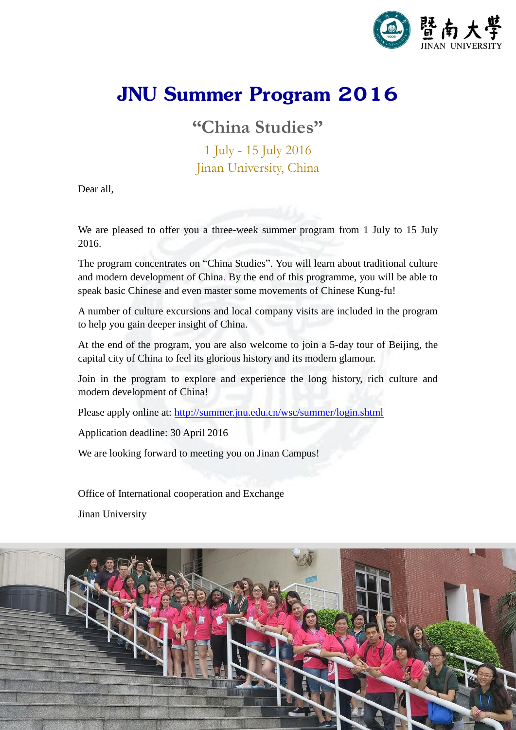# JNU Summer Program 2016

## "China Studies"

1 July - 15 July 2016
Jinan University, China

Dear all,

We are pleased to offer you a three-week summer program from 1 July to 15 July 2016.

The program concentrates on "China Studies". You will learn about traditional culture and modern development of China. By the end of this programme, you will be able to speak basic Chinese and even master some movements of Chinese Kung-fu!

A number of culture excursions and local company visits are included in the program to help you gain deeper insight of China.

At the end of the program, you are also welcome to join a 5-day tour of Beijing, the capital city of China to feel its glorious history and its modern glamour.

Join in the program to explore and experience the long history, rich culture and modern development of China!

Please apply online at: http://summer.jnu.edu.cn/wsc/summer/login.shtml

Application deadline: 30 April 2016

We are looking forward to meeting you on Jinan Campus!

Office of International cooperation and Exchange

Jinan University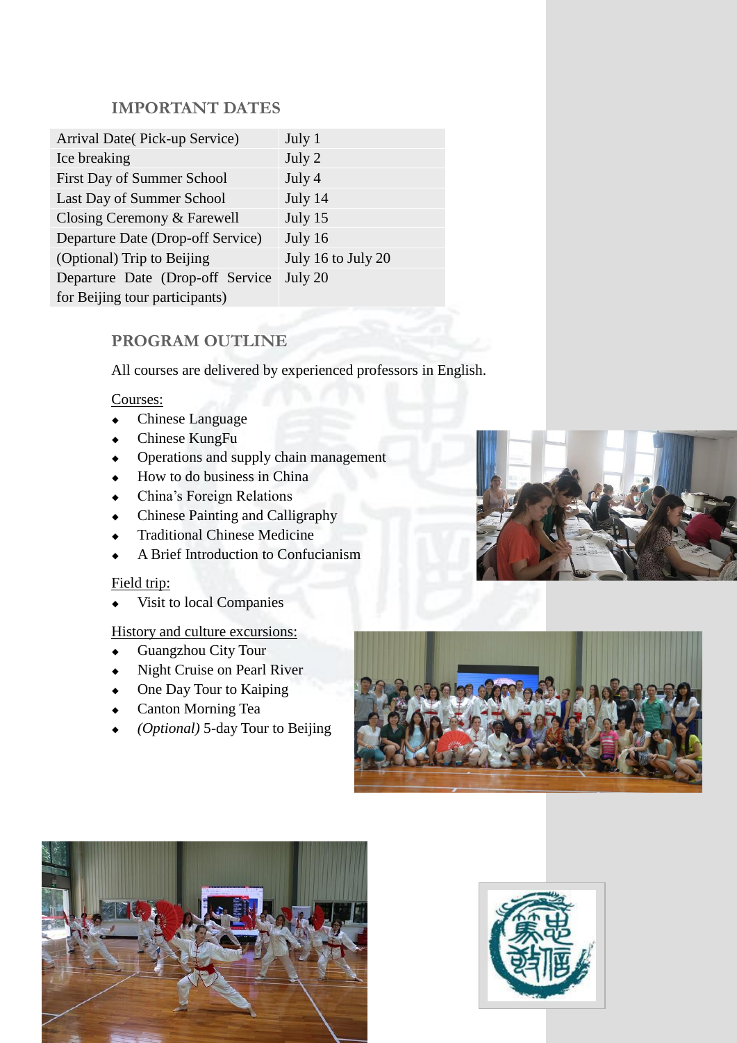## IMPORTANT DATES

| | |
|---|---|
| Arrival Date( Pick-up Service) | July 1 |
| Ice breaking | July 2 |
| First Day of Summer School | July 4 |
| Last Day of Summer School | July 14 |
| Closing Ceremony & Farewell | July 15 |
| Departure Date (Drop-off Service) | July 16 |
| (Optional) Trip to Beijing | July 16 to July 20 |
| Departure Date (Drop-off Service for Beijing tour participants) | July 20 |

## PROGRAM OUTLINE

All courses are delivered by experienced professors in English.

Courses:

- Chinese Language
- Chinese KungFu
- Operations and supply chain management
- How to do business in China
- China's Foreign Relations
- Chinese Painting and Calligraphy
- Traditional Chinese Medicine
- A Brief Introduction to Confucianism

Field trip:

- Visit to local Companies

History and culture excursions:

- Guangzhou City Tour
- Night Cruise on Pearl River
- One Day Tour to Kaiping
- Canton Morning Tea
- *(Optional)* 5-day Tour to Beijing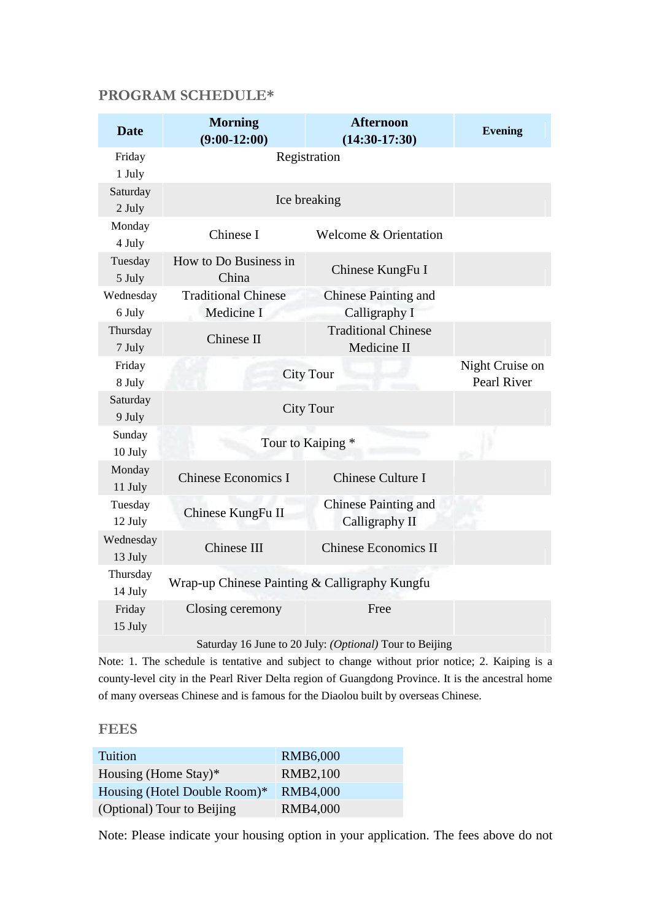## PROGRAM SCHEDULE*

| Date | Morning (9:00-12:00) | Afternoon (14:30-17:30) | Evening |
|---|---|---|---|
| Friday 1 July | Registration | | |
| Saturday 2 July | Ice breaking | | |
| Monday 4 July | Chinese I | Welcome & Orientation | |
| Tuesday 5 July | How to Do Business in China | Chinese KungFu I | |
| Wednesday 6 July | Traditional Chinese Medicine I | Chinese Painting and Calligraphy I | |
| Thursday 7 July | Chinese II | Traditional Chinese Medicine II | |
| Friday 8 July | City Tour | | Night Cruise on Pearl River |
| Saturday 9 July | City Tour | | |
| Sunday 10 July | Tour to Kaiping * | | |
| Monday 11 July | Chinese Economics I | Chinese Culture I | |
| Tuesday 12 July | Chinese KungFu II | Chinese Painting and Calligraphy II | |
| Wednesday 13 July | Chinese III | Chinese Economics II | |
| Thursday 14 July | Wrap-up Chinese Painting & Calligraphy Kungfu | | |
| Friday 15 July | Closing ceremony | Free | |
| Saturday 16 June to 20 July: *(Optional)* Tour to Beijing | | | |

Note: 1. The schedule is tentative and subject to change without prior notice; 2. Kaiping is a county-level city in the Pearl River Delta region of Guangdong Province. It is the ancestral home of many overseas Chinese and is famous for the Diaolou built by overseas Chinese.

## FEES

| Tuition | RMB6,000 |
|---|---|
| Housing (Home Stay)* | RMB2,100 |
| Housing (Hotel Double Room)* | RMB4,000 |
| (Optional) Tour to Beijing | RMB4,000 |

Note: Please indicate your housing option in your application. The fees above do not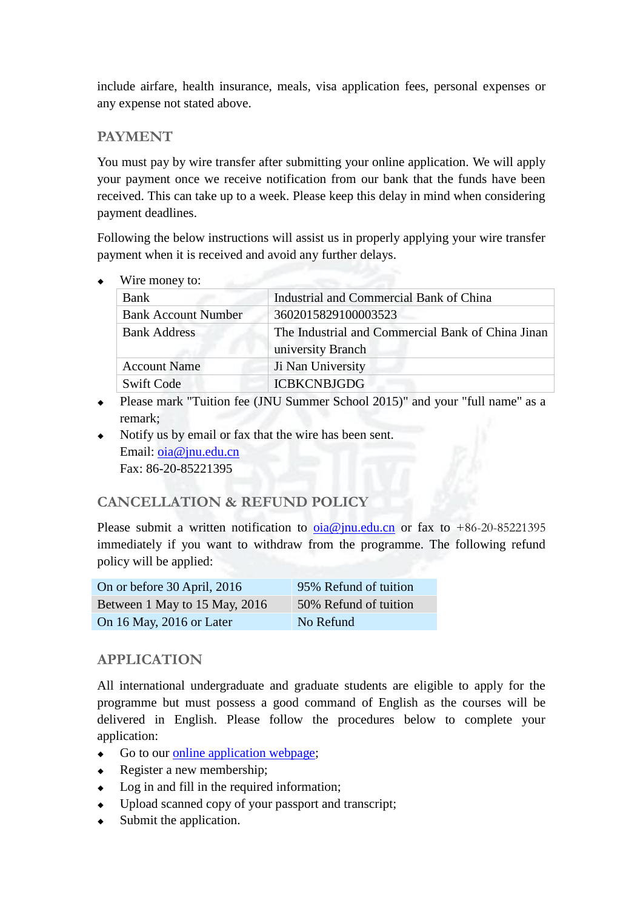include airfare, health insurance, meals, visa application fees, personal expenses or any expense not stated above.

## PAYMENT

You must pay by wire transfer after submitting your online application. We will apply your payment once we receive notification from our bank that the funds have been received. This can take up to a week. Please keep this delay in mind when considering payment deadlines.

Following the below instructions will assist us in properly applying your wire transfer payment when it is received and avoid any further delays.

- Wire money to:

| Bank | Industrial and Commercial Bank of China |
|---|---|
| Bank Account Number | 3602015829100003523 |
| Bank Address | The Industrial and Commercial Bank of China Jinan university Branch |
| Account Name | Ji Nan University |
| Swift Code | ICBKCNBJGDG |

- Please mark "Tuition fee (JNU Summer School 2015)" and your "full name" as a remark;
- Notify us by email or fax that the wire has been sent.
  Email: oia@jnu.edu.cn
  Fax: 86-20-85221395

## CANCELLATION & REFUND POLICY

Please submit a written notification to oia@jnu.edu.cn or fax to +86-20-85221395 immediately if you want to withdraw from the programme. The following refund policy will be applied:

| On or before 30 April, 2016 | 95% Refund of tuition |
|---|---|
| Between 1 May to 15 May, 2016 | 50% Refund of tuition |
| On 16 May, 2016 or Later | No Refund |

## APPLICATION

All international undergraduate and graduate students are eligible to apply for the programme but must possess a good command of English as the courses will be delivered in English. Please follow the procedures below to complete your application:

- Go to our online application webpage;
- Register a new membership;
- Log in and fill in the required information;
- Upload scanned copy of your passport and transcript;
- Submit the application.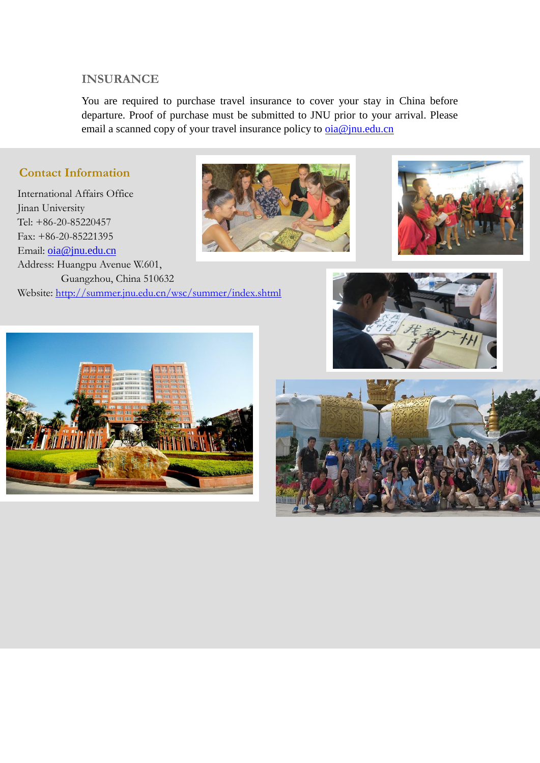## INSURANCE

You are required to purchase travel insurance to cover your stay in China before departure. Proof of purchase must be submitted to JNU prior to your arrival. Please email a scanned copy of your travel insurance policy to oia@jnu.edu.cn

## Contact Information

International Affairs Office  
Jinan University  
Tel: +86-20-85220457  
Fax: +86-20-85221395  
Email: oia@jnu.edu.cn  
Address: Huangpu Avenue W.601,  
Guangzhou, China 510632  
Website: http://summer.jnu.edu.cn/wsc/summer/index.shtml